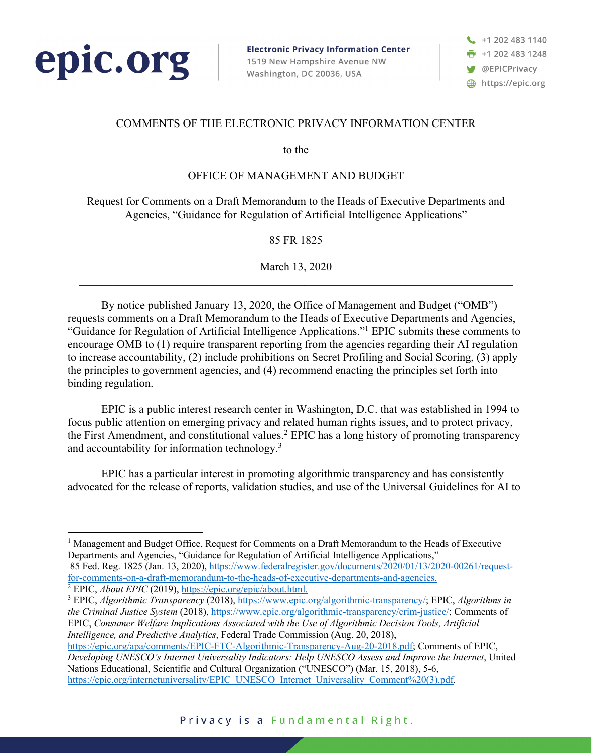epic.org

**Electronic Privacy Information Center**
1519 New Hampshire Avenue NW
Washington, DC 20036, USA

+1 202 483 1140
+1 202 483 1248
@EPICPrivacy
https://epic.org

COMMENTS OF THE ELECTRONIC PRIVACY INFORMATION CENTER

to the

OFFICE OF MANAGEMENT AND BUDGET

Request for Comments on a Draft Memorandum to the Heads of Executive Departments and Agencies, "Guidance for Regulation of Artificial Intelligence Applications"

85 FR 1825

March 13, 2020

---

By notice published January 13, 2020, the Office of Management and Budget ("OMB") requests comments on a Draft Memorandum to the Heads of Executive Departments and Agencies, "Guidance for Regulation of Artificial Intelligence Applications."[1] EPIC submits these comments to encourage OMB to (1) require transparent reporting from the agencies regarding their AI regulation to increase accountability, (2) include prohibitions on Secret Profiling and Social Scoring, (3) apply the principles to government agencies, and (4) recommend enacting the principles set forth into binding regulation.

EPIC is a public interest research center in Washington, D.C. that was established in 1994 to focus public attention on emerging privacy and related human rights issues, and to protect privacy, the First Amendment, and constitutional values.[2] EPIC has a long history of promoting transparency and accountability for information technology.[3]

EPIC has a particular interest in promoting algorithmic transparency and has consistently advocated for the release of reports, validation studies, and use of the Universal Guidelines for AI to

---

[1] Management and Budget Office, Request for Comments on a Draft Memorandum to the Heads of Executive Departments and Agencies, "Guidance for Regulation of Artificial Intelligence Applications," 85 Fed. Reg. 1825 (Jan. 13, 2020), https://www.federalregister.gov/documents/2020/01/13/2020-00261/request-for-comments-on-a-draft-memorandum-to-the-heads-of-executive-departments-and-agencies.

[2] EPIC, *About EPIC* (2019), https://epic.org/epic/about.html.

[3] EPIC, *Algorithmic Transparency* (2018), https://www.epic.org/algorithmic-transparency/; EPIC, *Algorithms in the Criminal Justice System* (2018), https://www.epic.org/algorithmic-transparency/crim-justice/; Comments of EPIC, *Consumer Welfare Implications Associated with the Use of Algorithmic Decision Tools, Artificial Intelligence, and Predictive Analytics*, Federal Trade Commission (Aug. 20, 2018), https://epic.org/apa/comments/EPIC-FTC-Algorithmic-Transparency-Aug-20-2018.pdf; Comments of EPIC, *Developing UNESCO's Internet Universality Indicators: Help UNESCO Assess and Improve the Internet*, United Nations Educational, Scientific and Cultural Organization ("UNESCO") (Mar. 15, 2018), 5-6, https://epic.org/internetuniversality/EPIC_UNESCO_Internet_Universality_Comment%20(3).pdf.

Privacy is a Fundamental Right.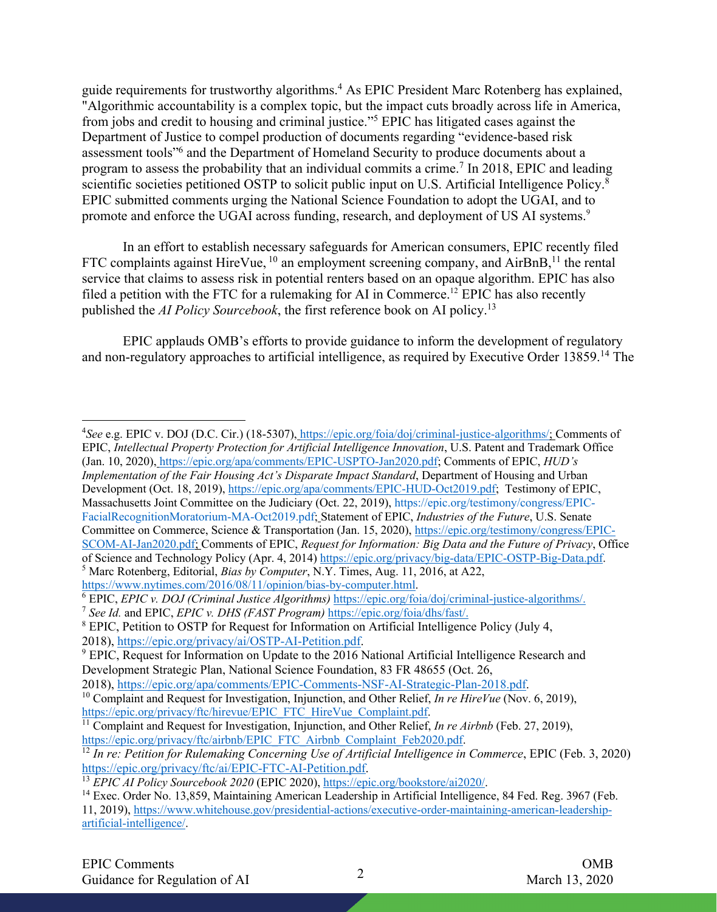guide requirements for trustworthy algorithms.[4] As EPIC President Marc Rotenberg has explained, "Algorithmic accountability is a complex topic, but the impact cuts broadly across life in America, from jobs and credit to housing and criminal justice."[5] EPIC has litigated cases against the Department of Justice to compel production of documents regarding "evidence-based risk assessment tools"[6] and the Department of Homeland Security to produce documents about a program to assess the probability that an individual commits a crime.[7] In 2018, EPIC and leading scientific societies petitioned OSTP to solicit public input on U.S. Artificial Intelligence Policy.[8] EPIC submitted comments urging the National Science Foundation to adopt the UGAI, and to promote and enforce the UGAI across funding, research, and deployment of US AI systems.[9]

In an effort to establish necessary safeguards for American consumers, EPIC recently filed FTC complaints against HireVue, [10] an employment screening company, and AirBnB,[11] the rental service that claims to assess risk in potential renters based on an opaque algorithm. EPIC has also filed a petition with the FTC for a rulemaking for AI in Commerce.[12] EPIC has also recently published the *AI Policy Sourcebook*, the first reference book on AI policy.[13]

EPIC applauds OMB's efforts to provide guidance to inform the development of regulatory and non-regulatory approaches to artificial intelligence, as required by Executive Order 13859.[14] The

---

[4] *See* e.g. EPIC v. DOJ (D.C. Cir.) (18-5307), https://epic.org/foia/doj/criminal-justice-algorithms/; Comments of EPIC, *Intellectual Property Protection for Artificial Intelligence Innovation*, U.S. Patent and Trademark Office (Jan. 10, 2020), https://epic.org/apa/comments/EPIC-USPTO-Jan2020.pdf; Comments of EPIC, *HUD's Implementation of the Fair Housing Act's Disparate Impact Standard*, Department of Housing and Urban Development (Oct. 18, 2019), https://epic.org/apa/comments/EPIC-HUD-Oct2019.pdf; Testimony of EPIC, Massachusetts Joint Committee on the Judiciary (Oct. 22, 2019), https://epic.org/testimony/congress/EPIC-FacialRecognitionMoratorium-MA-Oct2019.pdf; Statement of EPIC, *Industries of the Future*, U.S. Senate Committee on Commerce, Science & Transportation (Jan. 15, 2020), https://epic.org/testimony/congress/EPIC-SCOM-AI-Jan2020.pdf; Comments of EPIC, *Request for Information: Big Data and the Future of Privacy*, Office of Science and Technology Policy (Apr. 4, 2014) https://epic.org/privacy/big-data/EPIC-OSTP-Big-Data.pdf.

[5] Marc Rotenberg, Editorial, *Bias by Computer*, N.Y. Times, Aug. 11, 2016, at A22, https://www.nytimes.com/2016/08/11/opinion/bias-by-computer.html.

[6] EPIC, *EPIC v. DOJ (Criminal Justice Algorithms)* https://epic.org/foia/doj/criminal-justice-algorithms/.

[7] *See Id.* and EPIC, *EPIC v. DHS (FAST Program)* https://epic.org/foia/dhs/fast/.

[8] EPIC, Petition to OSTP for Request for Information on Artificial Intelligence Policy (July 4, 2018), https://epic.org/privacy/ai/OSTP-AI-Petition.pdf.

[9] EPIC, Request for Information on Update to the 2016 National Artificial Intelligence Research and Development Strategic Plan, National Science Foundation, 83 FR 48655 (Oct. 26, 2018), https://epic.org/apa/comments/EPIC-Comments-NSF-AI-Strategic-Plan-2018.pdf.

[10] Complaint and Request for Investigation, Injunction, and Other Relief, *In re HireVue* (Nov. 6, 2019), https://epic.org/privacy/ftc/hirevue/EPIC_FTC_HireVue_Complaint.pdf.

[11] Complaint and Request for Investigation, Injunction, and Other Relief, *In re Airbnb* (Feb. 27, 2019), https://epic.org/privacy/ftc/airbnb/EPIC_FTC_Airbnb_Complaint_Feb2020.pdf.

[12] *In re: Petition for Rulemaking Concerning Use of Artificial Intelligence in Commerce*, EPIC (Feb. 3, 2020) https://epic.org/privacy/ftc/ai/EPIC-FTC-AI-Petition.pdf.

[13] *EPIC AI Policy Sourcebook 2020* (EPIC 2020), https://epic.org/bookstore/ai2020/.

[14] Exec. Order No. 13,859, Maintaining American Leadership in Artificial Intelligence, 84 Fed. Reg. 3967 (Feb. 11, 2019), https://www.whitehouse.gov/presidential-actions/executive-order-maintaining-american-leadership-artificial-intelligence/.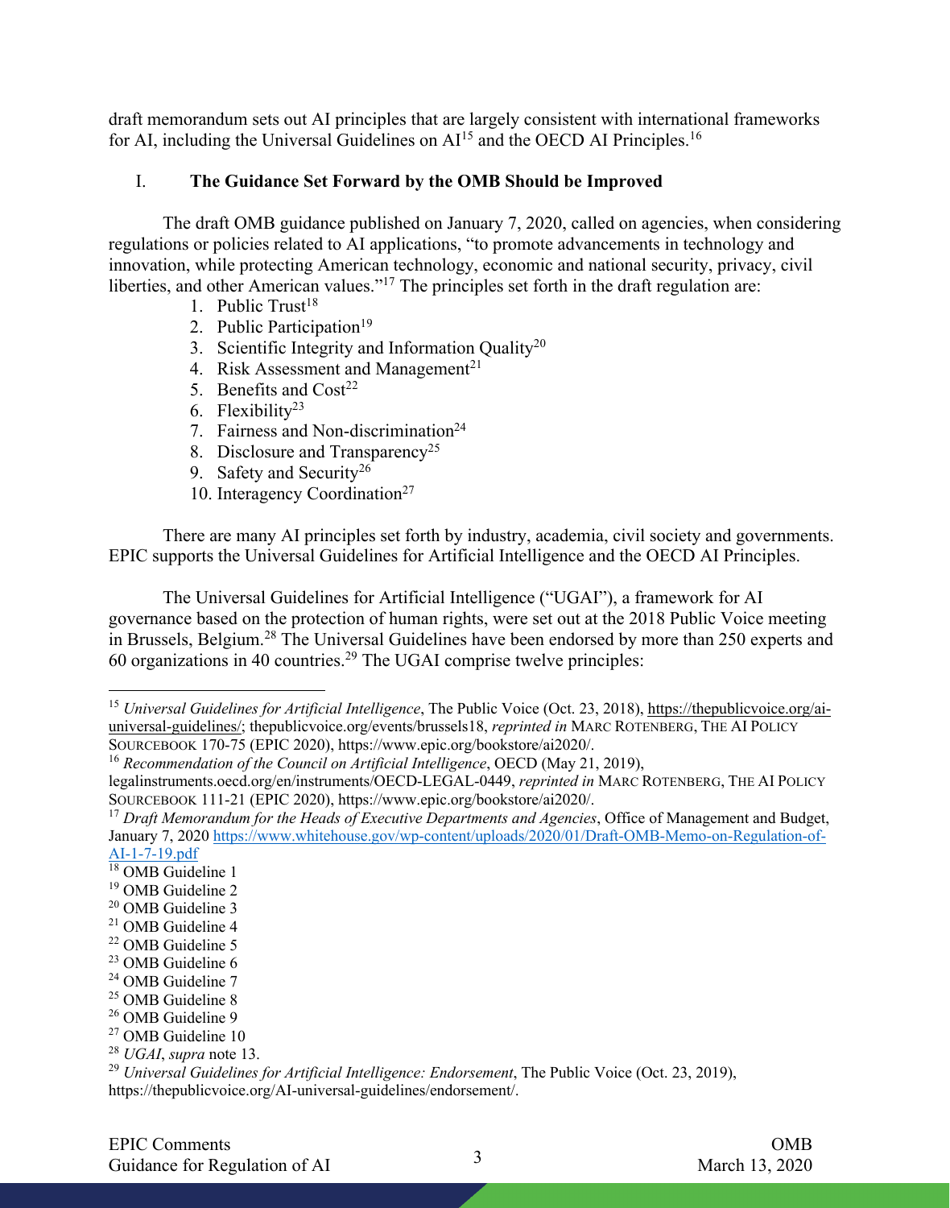draft memorandum sets out AI principles that are largely consistent with international frameworks for AI, including the Universal Guidelines on AI[15] and the OECD AI Principles.[16]

## I. The Guidance Set Forward by the OMB Should be Improved

The draft OMB guidance published on January 7, 2020, called on agencies, when considering regulations or policies related to AI applications, "to promote advancements in technology and innovation, while protecting American technology, economic and national security, privacy, civil liberties, and other American values."[17] The principles set forth in the draft regulation are:

1. Public Trust[18]
2. Public Participation[19]
3. Scientific Integrity and Information Quality[20]
4. Risk Assessment and Management[21]
5. Benefits and Cost[22]
6. Flexibility[23]
7. Fairness and Non-discrimination[24]
8. Disclosure and Transparency[25]
9. Safety and Security[26]
10. Interagency Coordination[27]

There are many AI principles set forth by industry, academia, civil society and governments. EPIC supports the Universal Guidelines for Artificial Intelligence and the OECD AI Principles.

The Universal Guidelines for Artificial Intelligence ("UGAI"), a framework for AI governance based on the protection of human rights, were set out at the 2018 Public Voice meeting in Brussels, Belgium.[28] The Universal Guidelines have been endorsed by more than 250 experts and 60 organizations in 40 countries.[29] The UGAI comprise twelve principles:

---

[15] *Universal Guidelines for Artificial Intelligence*, The Public Voice (Oct. 23, 2018), https://thepublicvoice.org/ai-universal-guidelines/; thepublicvoice.org/events/brussels18, *reprinted in* MARC ROTENBERG, THE AI POLICY SOURCEBOOK 170-75 (EPIC 2020), https://www.epic.org/bookstore/ai2020/.

[16] *Recommendation of the Council on Artificial Intelligence*, OECD (May 21, 2019), legalinstruments.oecd.org/en/instruments/OECD-LEGAL-0449, *reprinted in* MARC ROTENBERG, THE AI POLICY SOURCEBOOK 111-21 (EPIC 2020), https://www.epic.org/bookstore/ai2020/.

[17] *Draft Memorandum for the Heads of Executive Departments and Agencies*, Office of Management and Budget, January 7, 2020 https://www.whitehouse.gov/wp-content/uploads/2020/01/Draft-OMB-Memo-on-Regulation-of-AI-1-7-19.pdf

[18] OMB Guideline 1

[19] OMB Guideline 2

[20] OMB Guideline 3

[21] OMB Guideline 4

[22] OMB Guideline 5

[23] OMB Guideline 6

[24] OMB Guideline 7

[25] OMB Guideline 8

[26] OMB Guideline 9

[27] OMB Guideline 10

[28] *UGAI*, *supra* note 13.

[29] *Universal Guidelines for Artificial Intelligence: Endorsement*, The Public Voice (Oct. 23, 2019), https://thepublicvoice.org/AI-universal-guidelines/endorsement/.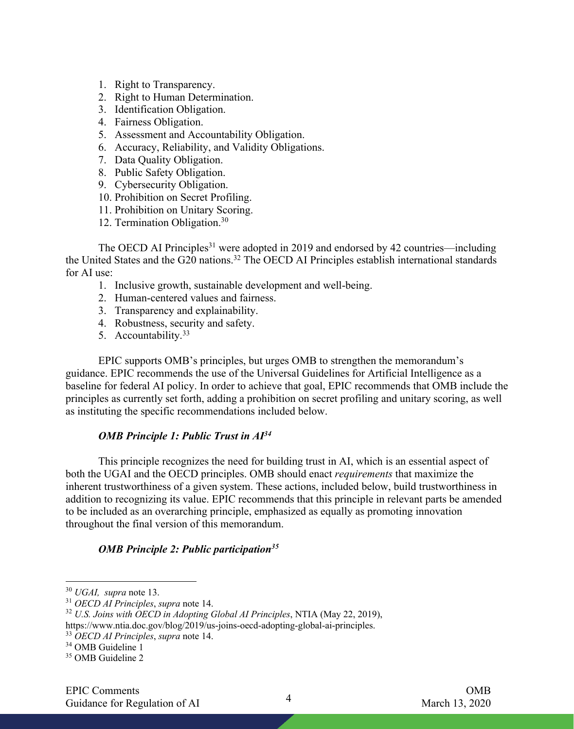1. Right to Transparency.
2. Right to Human Determination.
3. Identification Obligation.
4. Fairness Obligation.
5. Assessment and Accountability Obligation.
6. Accuracy, Reliability, and Validity Obligations.
7. Data Quality Obligation.
8. Public Safety Obligation.
9. Cybersecurity Obligation.
10. Prohibition on Secret Profiling.
11. Prohibition on Unitary Scoring.
12. Termination Obligation.[30]

The OECD AI Principles[31] were adopted in 2019 and endorsed by 42 countries—including the United States and the G20 nations.[32] The OECD AI Principles establish international standards for AI use:

1. Inclusive growth, sustainable development and well-being.
2. Human-centered values and fairness.
3. Transparency and explainability.
4. Robustness, security and safety.
5. Accountability.[33]

EPIC supports OMB's principles, but urges OMB to strengthen the memorandum's guidance. EPIC recommends the use of the Universal Guidelines for Artificial Intelligence as a baseline for federal AI policy. In order to achieve that goal, EPIC recommends that OMB include the principles as currently set forth, adding a prohibition on secret profiling and unitary scoring, as well as instituting the specific recommendations included below.

***OMB Principle 1: Public Trust in AI[34]***

This principle recognizes the need for building trust in AI, which is an essential aspect of both the UGAI and the OECD principles. OMB should enact *requirements* that maximize the inherent trustworthiness of a given system. These actions, included below, build trustworthiness in addition to recognizing its value. EPIC recommends that this principle in relevant parts be amended to be included as an overarching principle, emphasized as equally as promoting innovation throughout the final version of this memorandum.

***OMB Principle 2: Public participation[35]***

---

[30] *UGAI, supra* note 13.

[31] *OECD AI Principles*, *supra* note 14.

[32] *U.S. Joins with OECD in Adopting Global AI Principles*, NTIA (May 22, 2019), https://www.ntia.doc.gov/blog/2019/us-joins-oecd-adopting-global-ai-principles.

[33] *OECD AI Principles*, *supra* note 14.

[34] OMB Guideline 1

[35] OMB Guideline 2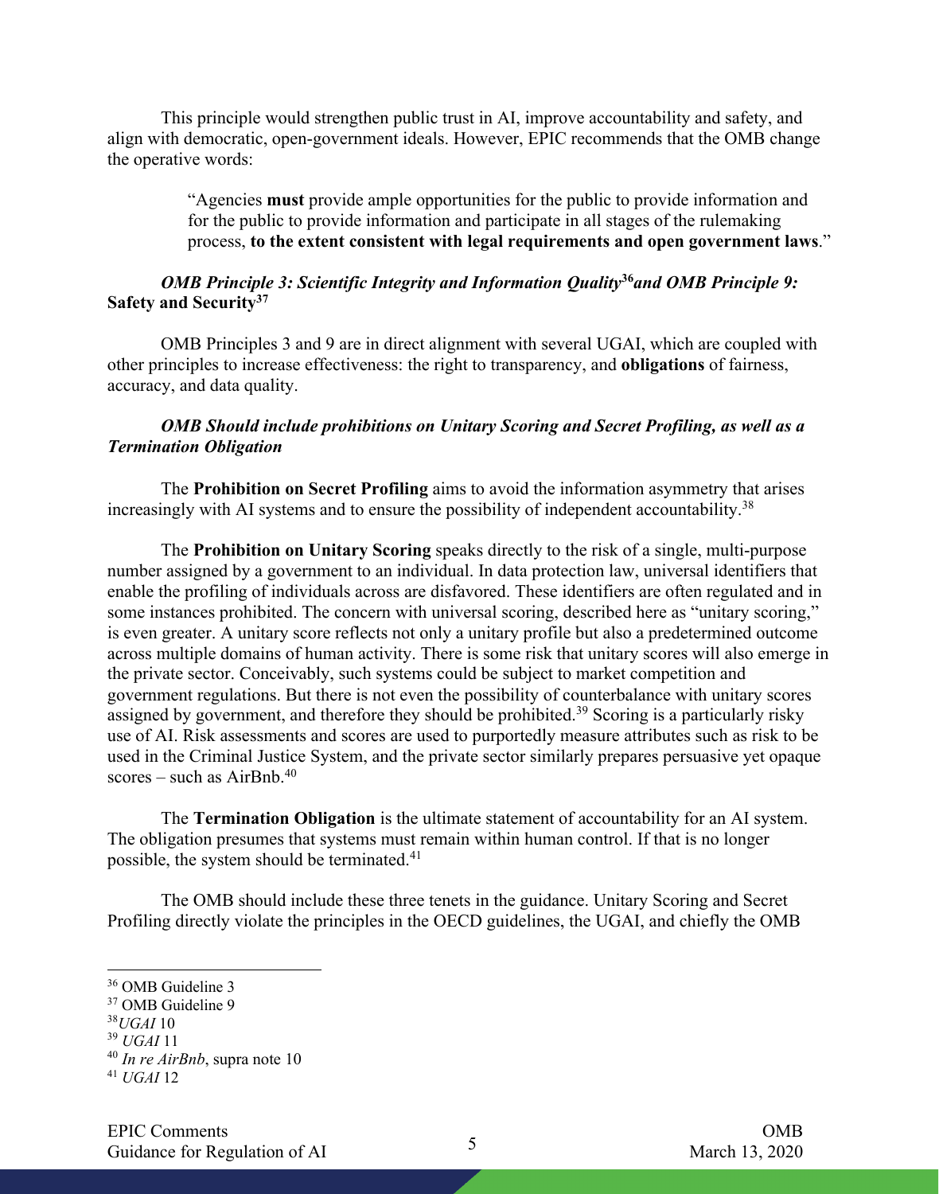This principle would strengthen public trust in AI, improve accountability and safety, and align with democratic, open-government ideals. However, EPIC recommends that the OMB change the operative words:

> "Agencies **must** provide ample opportunities for the public to provide information and for the public to provide information and participate in all stages of the rulemaking process, **to the extent consistent with legal requirements and open government laws**."

***OMB Principle 3: Scientific Integrity and Information Quality***[36]***and OMB Principle 9:*** **Safety and Security**[37]

OMB Principles 3 and 9 are in direct alignment with several UGAI, which are coupled with other principles to increase effectiveness: the right to transparency, and **obligations** of fairness, accuracy, and data quality.

***OMB Should include prohibitions on Unitary Scoring and Secret Profiling, as well as a Termination Obligation***

The **Prohibition on Secret Profiling** aims to avoid the information asymmetry that arises increasingly with AI systems and to ensure the possibility of independent accountability.[38]

The **Prohibition on Unitary Scoring** speaks directly to the risk of a single, multi-purpose number assigned by a government to an individual. In data protection law, universal identifiers that enable the profiling of individuals across are disfavored. These identifiers are often regulated and in some instances prohibited. The concern with universal scoring, described here as "unitary scoring," is even greater. A unitary score reflects not only a unitary profile but also a predetermined outcome across multiple domains of human activity. There is some risk that unitary scores will also emerge in the private sector. Conceivably, such systems could be subject to market competition and government regulations. But there is not even the possibility of counterbalance with unitary scores assigned by government, and therefore they should be prohibited.[39] Scoring is a particularly risky use of AI. Risk assessments and scores are used to purportedly measure attributes such as risk to be used in the Criminal Justice System, and the private sector similarly prepares persuasive yet opaque scores – such as AirBnb.[40]

The **Termination Obligation** is the ultimate statement of accountability for an AI system. The obligation presumes that systems must remain within human control. If that is no longer possible, the system should be terminated.[41]

The OMB should include these three tenets in the guidance. Unitary Scoring and Secret Profiling directly violate the principles in the OECD guidelines, the UGAI, and chiefly the OMB

---

[36] OMB Guideline 3
[37] OMB Guideline 9
[38] *UGAI* 10
[39] *UGAI* 11
[40] *In re AirBnb*, supra note 10
[41] *UGAI* 12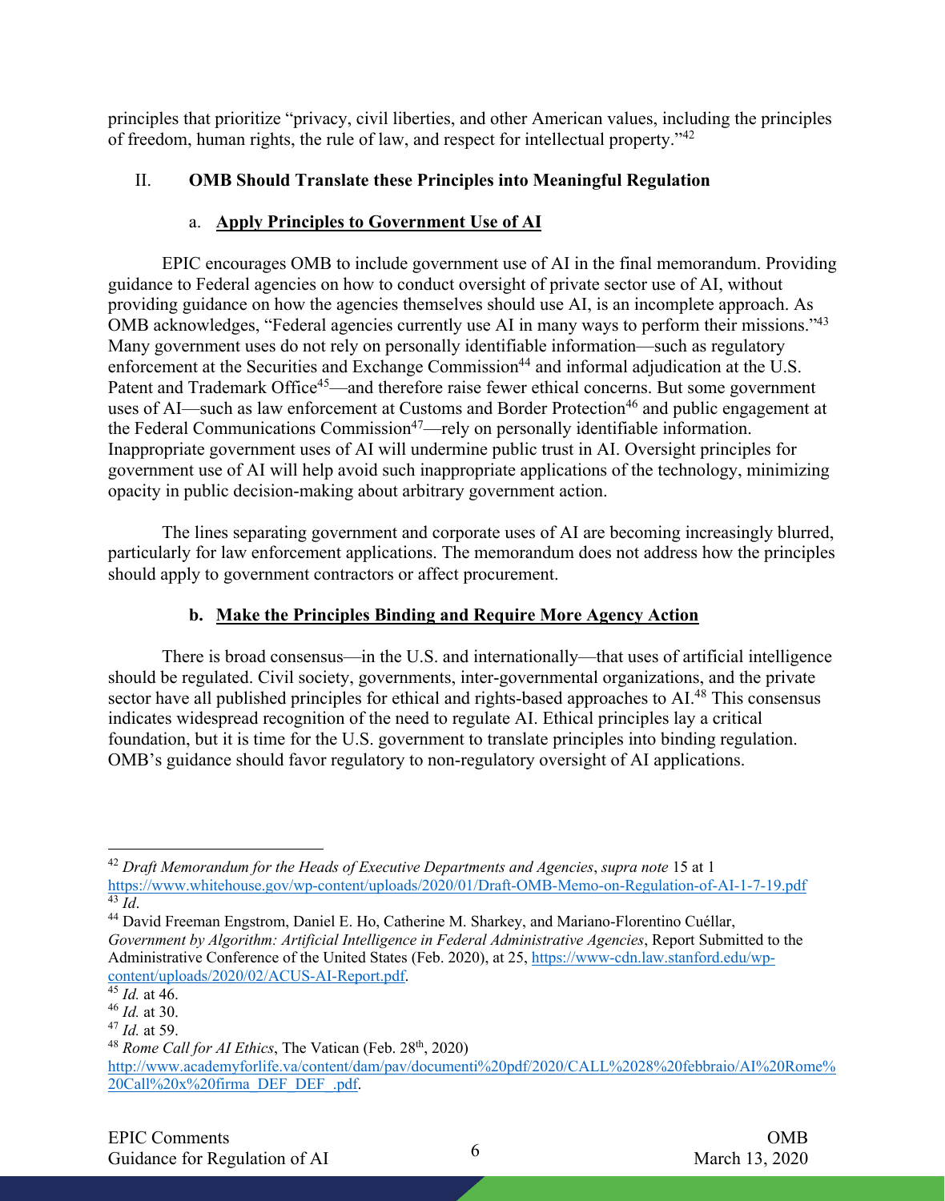principles that prioritize "privacy, civil liberties, and other American values, including the principles of freedom, human rights, the rule of law, and respect for intellectual property."[42]

## II. **OMB Should Translate these Principles into Meaningful Regulation**

### a. **Apply Principles to Government Use of AI**

EPIC encourages OMB to include government use of AI in the final memorandum. Providing guidance to Federal agencies on how to conduct oversight of private sector use of AI, without providing guidance on how the agencies themselves should use AI, is an incomplete approach. As OMB acknowledges, "Federal agencies currently use AI in many ways to perform their missions."[43] Many government uses do not rely on personally identifiable information—such as regulatory enforcement at the Securities and Exchange Commission[44] and informal adjudication at the U.S. Patent and Trademark Office[45]—and therefore raise fewer ethical concerns. But some government uses of AI—such as law enforcement at Customs and Border Protection[46] and public engagement at the Federal Communications Commission[47]—rely on personally identifiable information. Inappropriate government uses of AI will undermine public trust in AI. Oversight principles for government use of AI will help avoid such inappropriate applications of the technology, minimizing opacity in public decision-making about arbitrary government action.

The lines separating government and corporate uses of AI are becoming increasingly blurred, particularly for law enforcement applications. The memorandum does not address how the principles should apply to government contractors or affect procurement.

### b. **Make the Principles Binding and Require More Agency Action**

There is broad consensus—in the U.S. and internationally—that uses of artificial intelligence should be regulated. Civil society, governments, inter-governmental organizations, and the private sector have all published principles for ethical and rights-based approaches to AI.[48] This consensus indicates widespread recognition of the need to regulate AI. Ethical principles lay a critical foundation, but it is time for the U.S. government to translate principles into binding regulation. OMB's guidance should favor regulatory to non-regulatory oversight of AI applications.

---

[42] *Draft Memorandum for the Heads of Executive Departments and Agencies*, *supra note* 15 at 1 https://www.whitehouse.gov/wp-content/uploads/2020/01/Draft-OMB-Memo-on-Regulation-of-AI-1-7-19.pdf

[43] *Id*.

[44] David Freeman Engstrom, Daniel E. Ho, Catherine M. Sharkey, and Mariano-Florentino Cuéllar, *Government by Algorithm: Artificial Intelligence in Federal Administrative Agencies*, Report Submitted to the Administrative Conference of the United States (Feb. 2020), at 25, https://www-cdn.law.stanford.edu/wp-content/uploads/2020/02/ACUS-AI-Report.pdf.

[45] *Id.* at 46.

[46] *Id.* at 30.

[47] *Id.* at 59.

[48] *Rome Call for AI Ethics*, The Vatican (Feb. 28th, 2020) http://www.academyforlife.va/content/dam/pav/documenti%20pdf/2020/CALL%2028%20febbraio/AI%20Rome%20Call%20x%20firma_DEF_DEF_.pdf.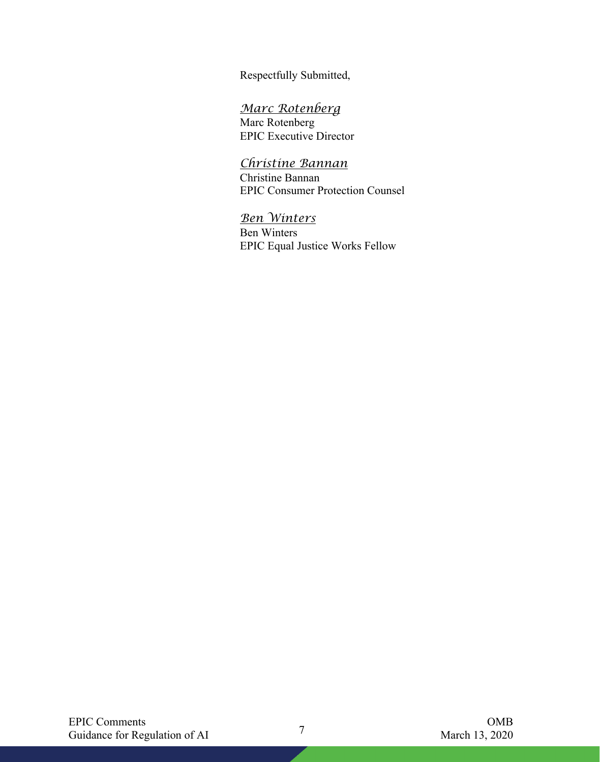Respectfully Submitted,

*Marc Rotenberg*
Marc Rotenberg
EPIC Executive Director

*Christine Bannan*
Christine Bannan
EPIC Consumer Protection Counsel

*Ben Winters*
Ben Winters
EPIC Equal Justice Works Fellow